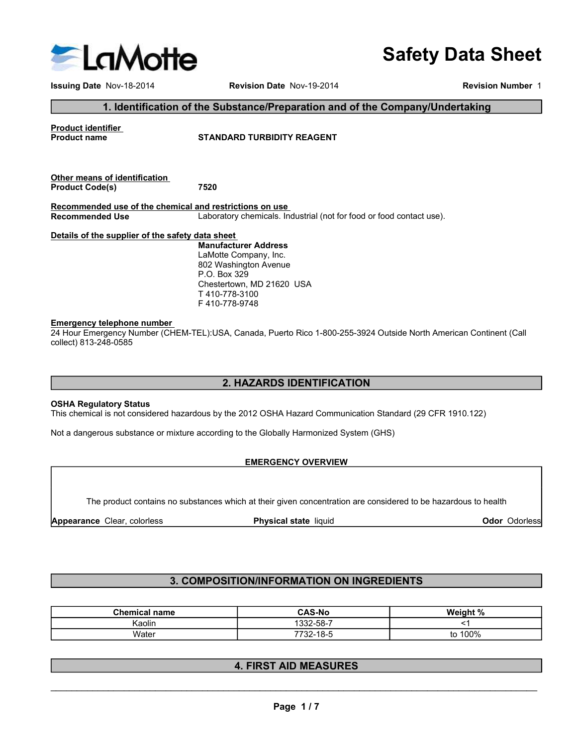# Safety Data Sheet

**Issuing Date** Nov-18-2014 **Revision Date** Nov-19-2014 **Revision Number** 1

## 1. Identification of the Substance/Preparation and of the Company/Undertaking

**Product identifier**

**Product name** STANDARD TURBIDITY REAGENT

**Other means of identification**

**Product Code(s)** 7520

**Recommended use of the chemical and restrictions on use**

**Recommended Use** Laboratory chemicals. Industrial (not for food or food contact use).

**Details of the supplier of the safety data sheet**

**Manufacturer Address**
LaMotte Company, Inc.
802 Washington Avenue
P.O. Box 329
Chestertown, MD 21620 USA
T 410-778-3100
F 410-778-9748

**Emergency telephone number**

24 Hour Emergency Number (CHEM-TEL):USA, Canada, Puerto Rico 1-800-255-3924 Outside North American Continent (Call collect) 813-248-0585

## 2. HAZARDS IDENTIFICATION

**OSHA Regulatory Status**

This chemical is not considered hazardous by the 2012 OSHA Hazard Communication Standard (29 CFR 1910.122)

Not a dangerous substance or mixture according to the Globally Harmonized System (GHS)

### EMERGENCY OVERVIEW

The product contains no substances which at their given concentration are considered to be hazardous to health

**Appearance** Clear, colorless **Physical state** liquid **Odor** Odorless

## 3. COMPOSITION/INFORMATION ON INGREDIENTS

| Chemical name | CAS-No | Weight % |
|---|---|---|
| Kaolin | 1332-58-7 | <1 |
| Water | 7732-18-5 | to 100% |

## 4. FIRST AID MEASURES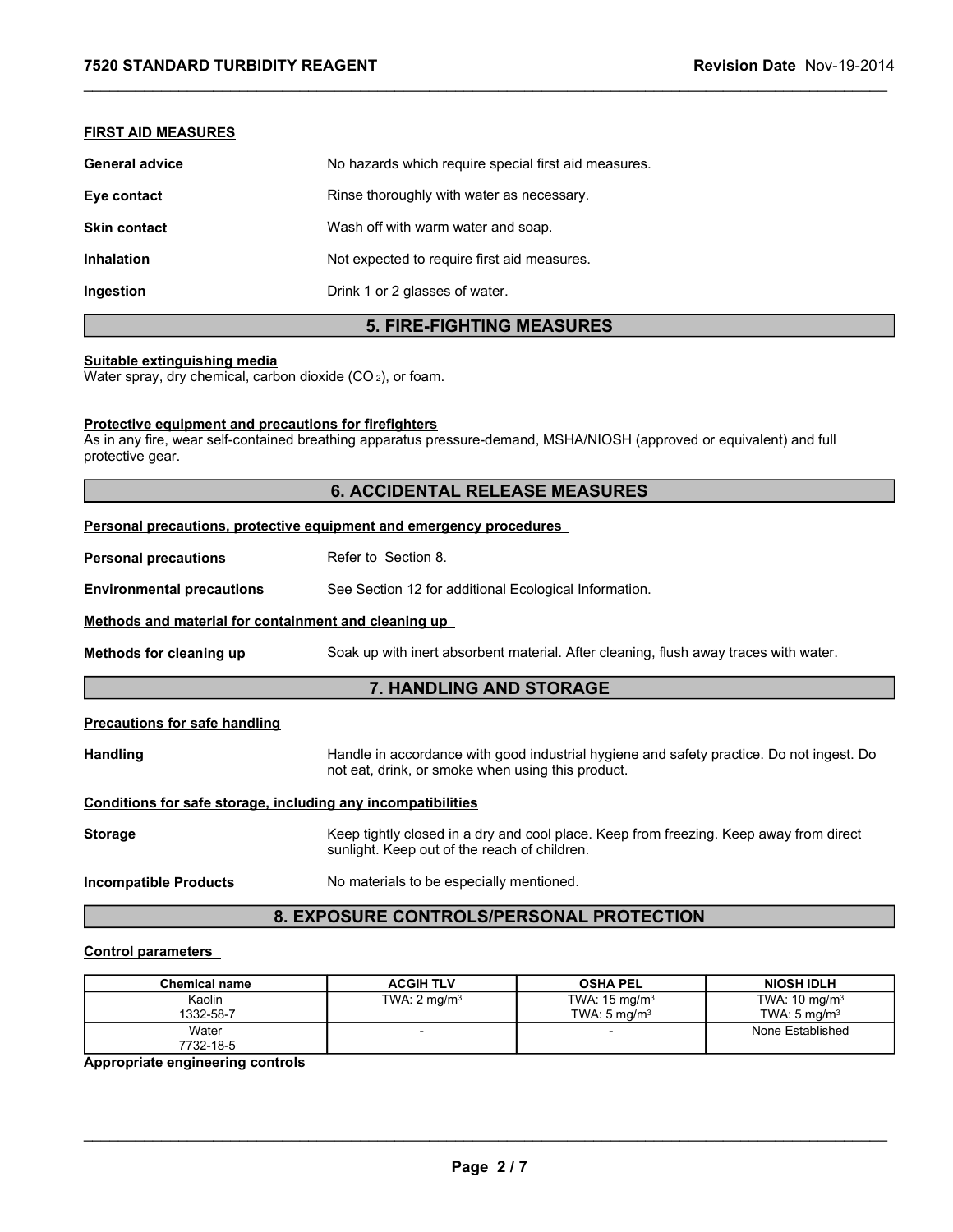**FIRST AID MEASURES**

**General advice** No hazards which require special first aid measures.

**Eye contact** Rinse thoroughly with water as necessary.

**Skin contact** Wash off with warm water and soap.

**Inhalation** Not expected to require first aid measures.

**Ingestion** Drink 1 or 2 glasses of water.

## 5. FIRE-FIGHTING MEASURES

**Suitable extinguishing media**

Water spray, dry chemical, carbon dioxide ($CO_2$), or foam.

**Protective equipment and precautions for firefighters**

As in any fire, wear self-contained breathing apparatus pressure-demand, MSHA/NIOSH (approved or equivalent) and full protective gear.

## 6. ACCIDENTAL RELEASE MEASURES

**Personal precautions, protective equipment and emergency procedures**

**Personal precautions** Refer to Section 8.

**Environmental precautions** See Section 12 for additional Ecological Information.

**Methods and material for containment and cleaning up**

**Methods for cleaning up** Soak up with inert absorbent material. After cleaning, flush away traces with water.

## 7. HANDLING AND STORAGE

**Precautions for safe handling**

**Handling** Handle in accordance with good industrial hygiene and safety practice. Do not ingest. Do not eat, drink, or smoke when using this product.

**Conditions for safe storage, including any incompatibilities**

**Storage** Keep tightly closed in a dry and cool place. Keep from freezing. Keep away from direct sunlight. Keep out of the reach of children.

**Incompatible Products** No materials to be especially mentioned.

## 8. EXPOSURE CONTROLS/PERSONAL PROTECTION

**Control parameters**

| Chemical name | ACGIH TLV | OSHA PEL | NIOSH IDLH |
|---|---|---|---|
| Kaolin<br>1332-58-7 | TWA: 2 mg/m³ | TWA: 15 mg/m³<br>TWA: 5 mg/m³ | TWA: 10 mg/m³<br>TWA: 5 mg/m³ |
| Water<br>7732-18-5 | - | - | None Established |

**Appropriate engineering controls**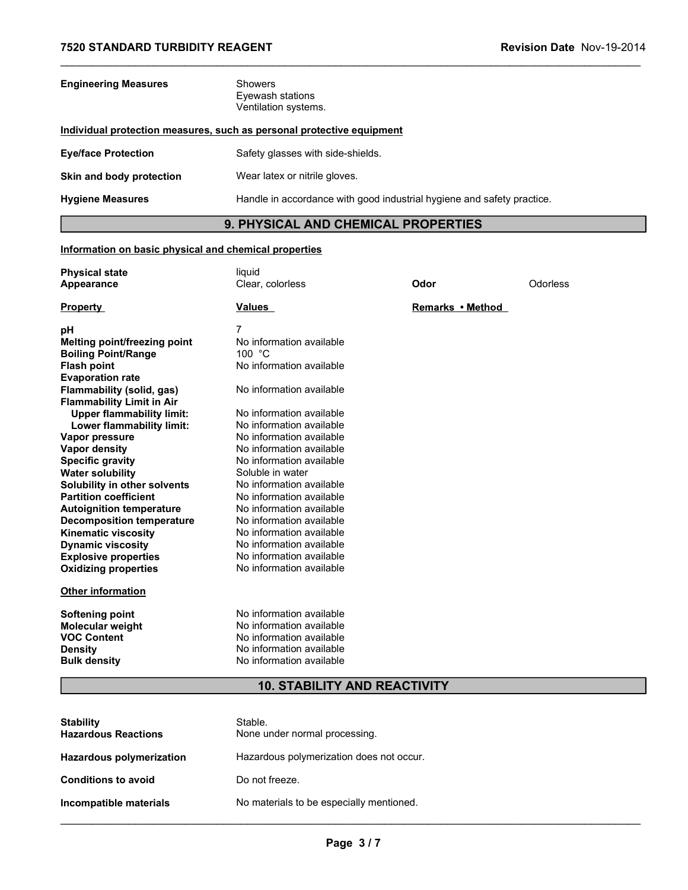| | |
|---|---|
| **Engineering Measures** | Showers<br>Eyewash stations<br>Ventilation systems. |

**Individual protection measures, such as personal protective equipment**

| | |
|---|---|
| **Eye/face Protection** | Safety glasses with side-shields. |
| **Skin and body protection** | Wear latex or nitrile gloves. |
| **Hygiene Measures** | Handle in accordance with good industrial hygiene and safety practice. |

## 9. PHYSICAL AND CHEMICAL PROPERTIES

**Information on basic physical and chemical properties**

| | | | |
|---|---|---|---|
| **Physical state** | liquid | | |
| **Appearance** | Clear, colorless | **Odor** | Odorless |

| **Property** | **Values** | **Remarks • Method** |
|---|---|---|
| **pH** | 7 | |
| **Melting point/freezing point** | No information available | |
| **Boiling Point/Range** | 100 °C | |
| **Flash point** | No information available | |
| **Evaporation rate** | | |
| **Flammability (solid, gas)** | No information available | |
| **Flammability Limit in Air** | | |
| **Upper flammability limit:** | No information available | |
| **Lower flammability limit:** | No information available | |
| **Vapor pressure** | No information available | |
| **Vapor density** | No information available | |
| **Specific gravity** | No information available | |
| **Water solubility** | Soluble in water | |
| **Solubility in other solvents** | No information available | |
| **Partition coefficient** | No information available | |
| **Autoignition temperature** | No information available | |
| **Decomposition temperature** | No information available | |
| **Kinematic viscosity** | No information available | |
| **Dynamic viscosity** | No information available | |
| **Explosive properties** | No information available | |
| **Oxidizing properties** | No information available | |

**Other information**

| | |
|---|---|
| **Softening point** | No information available |
| **Molecular weight** | No information available |
| **VOC Content** | No information available |
| **Density** | No information available |
| **Bulk density** | No information available |

## 10. STABILITY AND REACTIVITY

| | |
|---|---|
| **Stability** | Stable. |
| **Hazardous Reactions** | None under normal processing. |
| **Hazardous polymerization** | Hazardous polymerization does not occur. |
| **Conditions to avoid** | Do not freeze. |
| **Incompatible materials** | No materials to be especially mentioned. |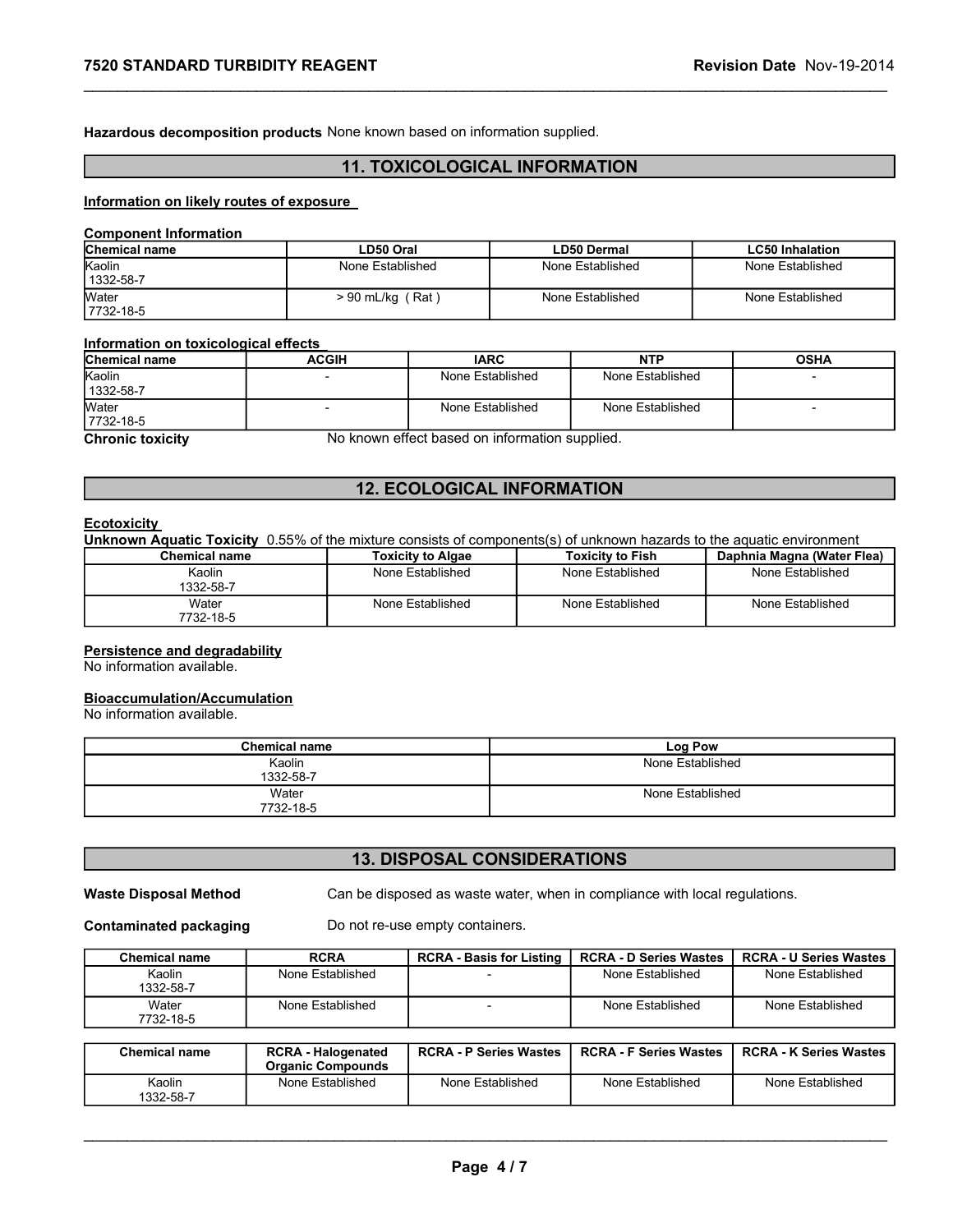**Hazardous decomposition products** None known based on information supplied.

## 11. TOXICOLOGICAL INFORMATION

**Information on likely routes of exposure**

**Component Information**

| Chemical name | LD50 Oral | LD50 Dermal | LC50 Inhalation |
|---|---|---|---|
| Kaolin 1332-58-7 | None Established | None Established | None Established |
| Water 7732-18-5 | > 90 mL/kg ( Rat ) | None Established | None Established |

**Information on toxicological effects**

| Chemical name | ACGIH | IARC | NTP | OSHA |
|---|---|---|---|---|
| Kaolin 1332-58-7 | - | None Established | None Established | - |
| Water 7732-18-5 | - | None Established | None Established | - |

**Chronic toxicity** No known effect based on information supplied.

## 12. ECOLOGICAL INFORMATION

**Ecotoxicity**

**Unknown Aquatic Toxicity** 0.55% of the mixture consists of components(s) of unknown hazards to the aquatic environment

| Chemical name | Toxicity to Algae | Toxicity to Fish | Daphnia Magna (Water Flea) |
|---|---|---|---|
| Kaolin 1332-58-7 | None Established | None Established | None Established |
| Water 7732-18-5 | None Established | None Established | None Established |

**Persistence and degradability**

No information available.

**Bioaccumulation/Accumulation**

No information available.

| Chemical name | Log Pow |
|---|---|
| Kaolin 1332-58-7 | None Established |
| Water 7732-18-5 | None Established |

## 13. DISPOSAL CONSIDERATIONS

**Waste Disposal Method** Can be disposed as waste water, when in compliance with local regulations.

**Contaminated packaging** Do not re-use empty containers.

| Chemical name | RCRA | RCRA - Basis for Listing | RCRA - D Series Wastes | RCRA - U Series Wastes |
|---|---|---|---|---|
| Kaolin 1332-58-7 | None Established | - | None Established | None Established |
| Water 7732-18-5 | None Established | - | None Established | None Established |

| Chemical name | RCRA - Halogenated Organic Compounds | RCRA - P Series Wastes | RCRA - F Series Wastes | RCRA - K Series Wastes |
|---|---|---|---|---|
| Kaolin 1332-58-7 | None Established | None Established | None Established | None Established |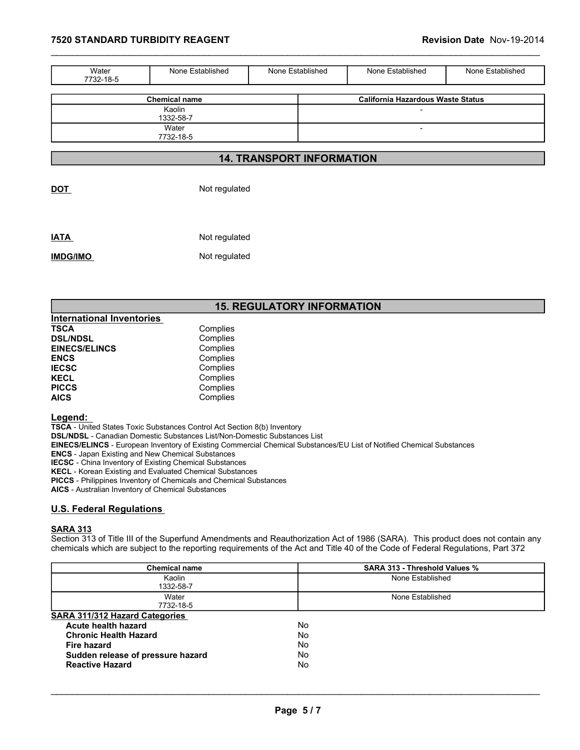| Water<br>7732-18-5 | None Established | None Established | None Established | None Established |
|---|---|---|---|---|

| Chemical name | California Hazardous Waste Status |
|---|---|
| Kaolin<br>1332-58-7 | - |
| Water<br>7732-18-5 | - |

## 14. TRANSPORT INFORMATION

**DOT** Not regulated

**IATA** Not regulated

**IMDG/IMO** Not regulated

## 15. REGULATORY INFORMATION

**International Inventories**

| | |
|---|---|
| **TSCA** | Complies |
| **DSL/NDSL** | Complies |
| **EINECS/ELINCS** | Complies |
| **ENCS** | Complies |
| **IECSC** | Complies |
| **KECL** | Complies |
| **PICCS** | Complies |
| **AICS** | Complies |

**Legend:**

**TSCA** - United States Toxic Substances Control Act Section 8(b) Inventory
**DSL/NDSL** - Canadian Domestic Substances List/Non-Domestic Substances List
**EINECS/ELINCS** - European Inventory of Existing Commercial Chemical Substances/EU List of Notified Chemical Substances
**ENCS** - Japan Existing and New Chemical Substances
**IECSC** - China Inventory of Existing Chemical Substances
**KECL** - Korean Existing and Evaluated Chemical Substances
**PICCS** - Philippines Inventory of Chemicals and Chemical Substances
**AICS** - Australian Inventory of Chemical Substances

### U.S. Federal Regulations

**SARA 313**

Section 313 of Title III of the Superfund Amendments and Reauthorization Act of 1986 (SARA). This product does not contain any chemicals which are subject to the reporting requirements of the Act and Title 40 of the Code of Federal Regulations, Part 372

| Chemical name | SARA 313 - Threshold Values % |
|---|---|
| Kaolin<br>1332-58-7 | None Established |
| Water<br>7732-18-5 | None Established |

**SARA 311/312 Hazard Categories**

| | |
|---|---|
| **Acute health hazard** | No |
| **Chronic Health Hazard** | No |
| **Fire hazard** | No |
| **Sudden release of pressure hazard** | No |
| **Reactive Hazard** | No |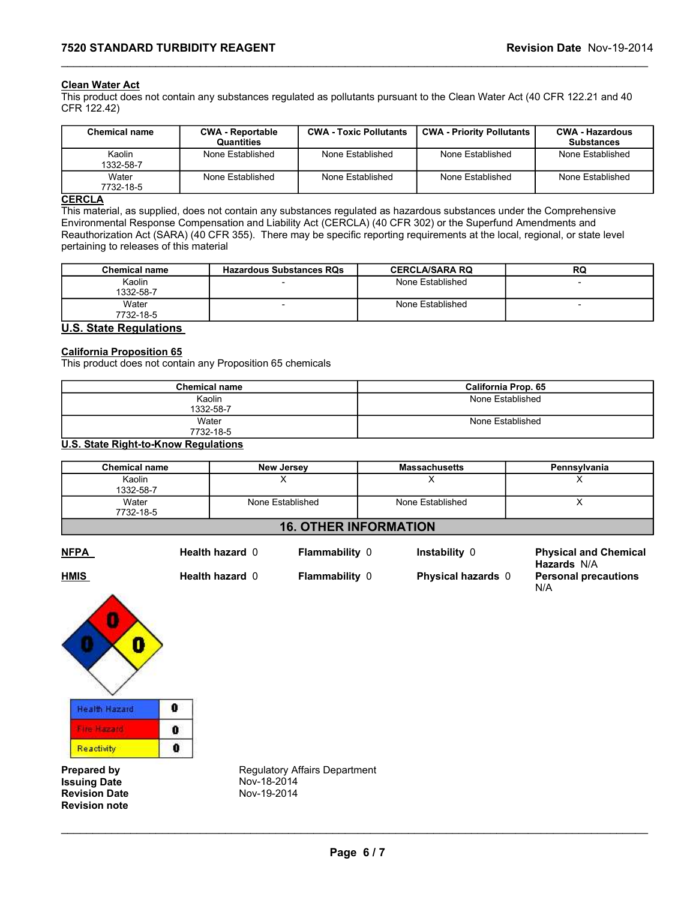#### Clean Water Act

This product does not contain any substances regulated as pollutants pursuant to the Clean Water Act (40 CFR 122.21 and 40 CFR 122.42)

| Chemical name | CWA - Reportable Quantities | CWA - Toxic Pollutants | CWA - Priority Pollutants | CWA - Hazardous Substances |
|---|---|---|---|---|
| Kaolin<br>1332-58-7 | None Established | None Established | None Established | None Established |
| Water<br>7732-18-5 | None Established | None Established | None Established | None Established |

#### CERCLA

This material, as supplied, does not contain any substances regulated as hazardous substances under the Comprehensive Environmental Response Compensation and Liability Act (CERCLA) (40 CFR 302) or the Superfund Amendments and Reauthorization Act (SARA) (40 CFR 355). There may be specific reporting requirements at the local, regional, or state level pertaining to releases of this material

| Chemical name | Hazardous Substances RQs | CERCLA/SARA RQ | RQ |
|---|---|---|---|
| Kaolin<br>1332-58-7 | - | None Established | - |
| Water<br>7732-18-5 | - | None Established | - |

#### U.S. State Regulations

#### California Proposition 65

This product does not contain any Proposition 65 chemicals

| Chemical name | California Prop. 65 |
|---|---|
| Kaolin<br>1332-58-7 | None Established |
| Water<br>7732-18-5 | None Established |

#### U.S. State Right-to-Know Regulations

| Chemical name | New Jersey | Massachusetts | Pennsylvania |
|---|---|---|---|
| Kaolin<br>1332-58-7 | X | X | X |
| Water<br>7732-18-5 | None Established | None Established | X |

## 16. OTHER INFORMATION

**NFPA** **Health hazard** 0 **Flammability** 0 **Instability** 0 **Physical and Chemical Hazards** N/A

**HMIS** **Health hazard** 0 **Flammability** 0 **Physical hazards** 0 **Personal precautions** N/A

| Health Hazard | 0 |
|---|---|
| Fire Hazard | 0 |
| Reactivity | 0 |

**Prepared by** Regulatory Affairs Department
**Issuing Date** Nov-18-2014
**Revision Date** Nov-19-2014
**Revision note**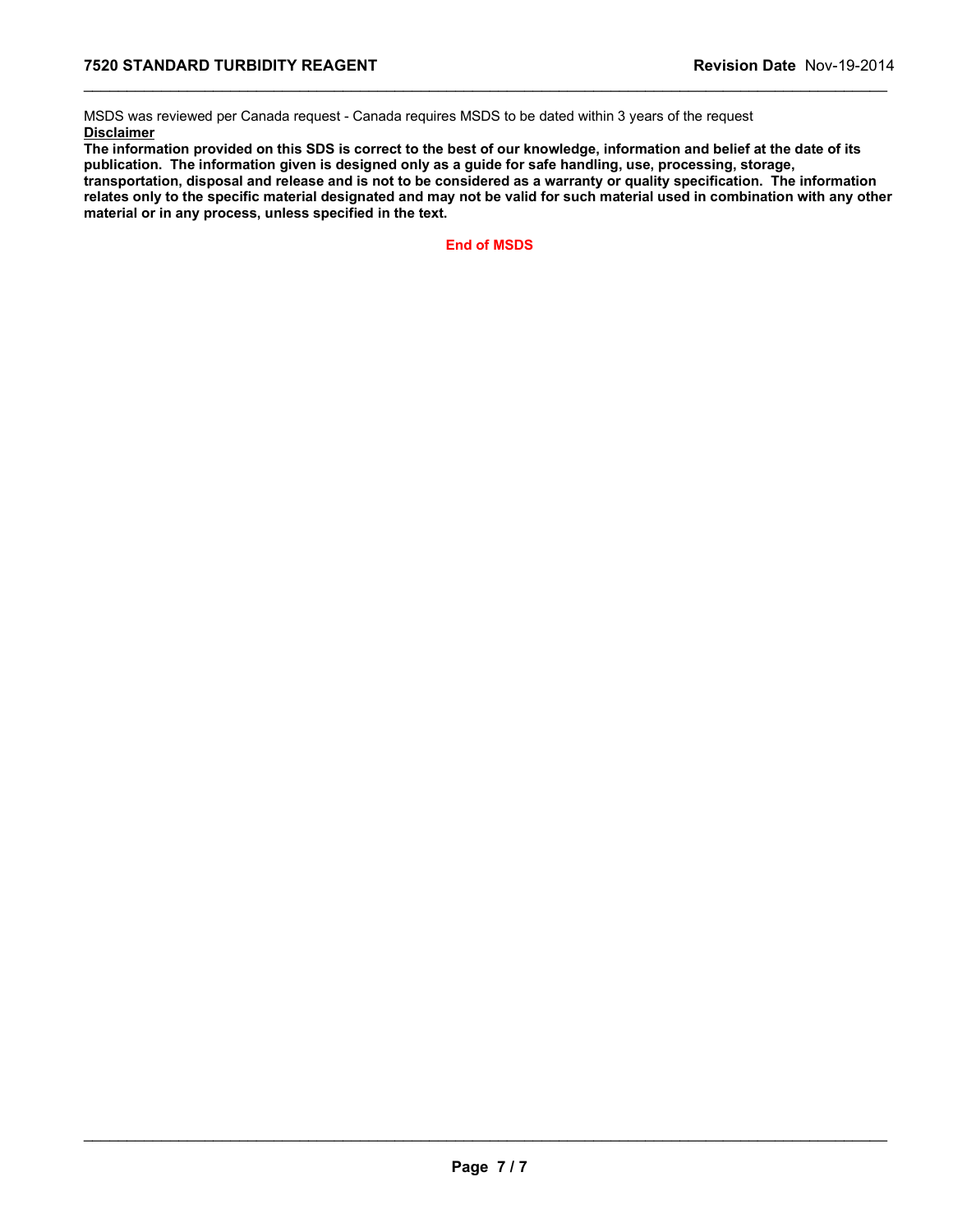MSDS was reviewed per Canada request - Canada requires MSDS to be dated within 3 years of the request

**Disclaimer**

**The information provided on this SDS is correct to the best of our knowledge, information and belief at the date of its publication. The information given is designed only as a guide for safe handling, use, processing, storage, transportation, disposal and release and is not to be considered as a warranty or quality specification. The information relates only to the specific material designated and may not be valid for such material used in combination with any other material or in any process, unless specified in the text.**

**End of MSDS**